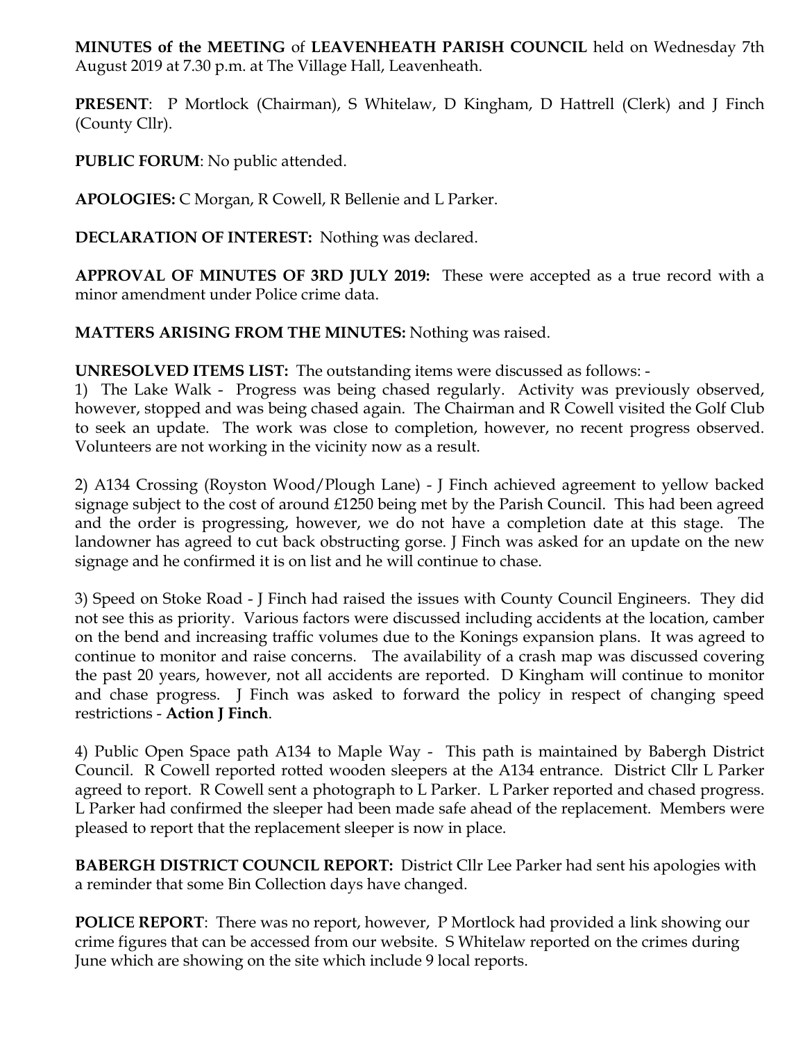**MINUTES of the MEETING** of **LEAVENHEATH PARISH COUNCIL** held on Wednesday 7th August 2019 at 7.30 p.m. at The Village Hall, Leavenheath.

**PRESENT**: P Mortlock (Chairman), S Whitelaw, D Kingham, D Hattrell (Clerk) and J Finch (County Cllr).

**PUBLIC FORUM**: No public attended.

**APOLOGIES:** C Morgan, R Cowell, R Bellenie and L Parker.

**DECLARATION OF INTEREST:** Nothing was declared.

**APPROVAL OF MINUTES OF 3RD JULY 2019:** These were accepted as a true record with a minor amendment under Police crime data.

**MATTERS ARISING FROM THE MINUTES:** Nothing was raised.

**UNRESOLVED ITEMS LIST:** The outstanding items were discussed as follows: -

1) The Lake Walk - Progress was being chased regularly. Activity was previously observed, however, stopped and was being chased again. The Chairman and R Cowell visited the Golf Club to seek an update. The work was close to completion, however, no recent progress observed. Volunteers are not working in the vicinity now as a result.

2) A134 Crossing (Royston Wood/Plough Lane) - J Finch achieved agreement to yellow backed signage subject to the cost of around £1250 being met by the Parish Council. This had been agreed and the order is progressing, however, we do not have a completion date at this stage. The landowner has agreed to cut back obstructing gorse. J Finch was asked for an update on the new signage and he confirmed it is on list and he will continue to chase.

3) Speed on Stoke Road - J Finch had raised the issues with County Council Engineers. They did not see this as priority. Various factors were discussed including accidents at the location, camber on the bend and increasing traffic volumes due to the Konings expansion plans. It was agreed to continue to monitor and raise concerns. The availability of a crash map was discussed covering the past 20 years, however, not all accidents are reported. D Kingham will continue to monitor and chase progress. J Finch was asked to forward the policy in respect of changing speed restrictions - **Action J Finch**.

4) Public Open Space path A134 to Maple Way - This path is maintained by Babergh District Council. R Cowell reported rotted wooden sleepers at the A134 entrance. District Cllr L Parker agreed to report. R Cowell sent a photograph to L Parker. L Parker reported and chased progress. L Parker had confirmed the sleeper had been made safe ahead of the replacement. Members were pleased to report that the replacement sleeper is now in place.

**BABERGH DISTRICT COUNCIL REPORT:** District Cllr Lee Parker had sent his apologies with a reminder that some Bin Collection days have changed.

**POLICE REPORT**: There was no report, however, P Mortlock had provided a link showing our crime figures that can be accessed from our website. S Whitelaw reported on the crimes during June which are showing on the site which include 9 local reports.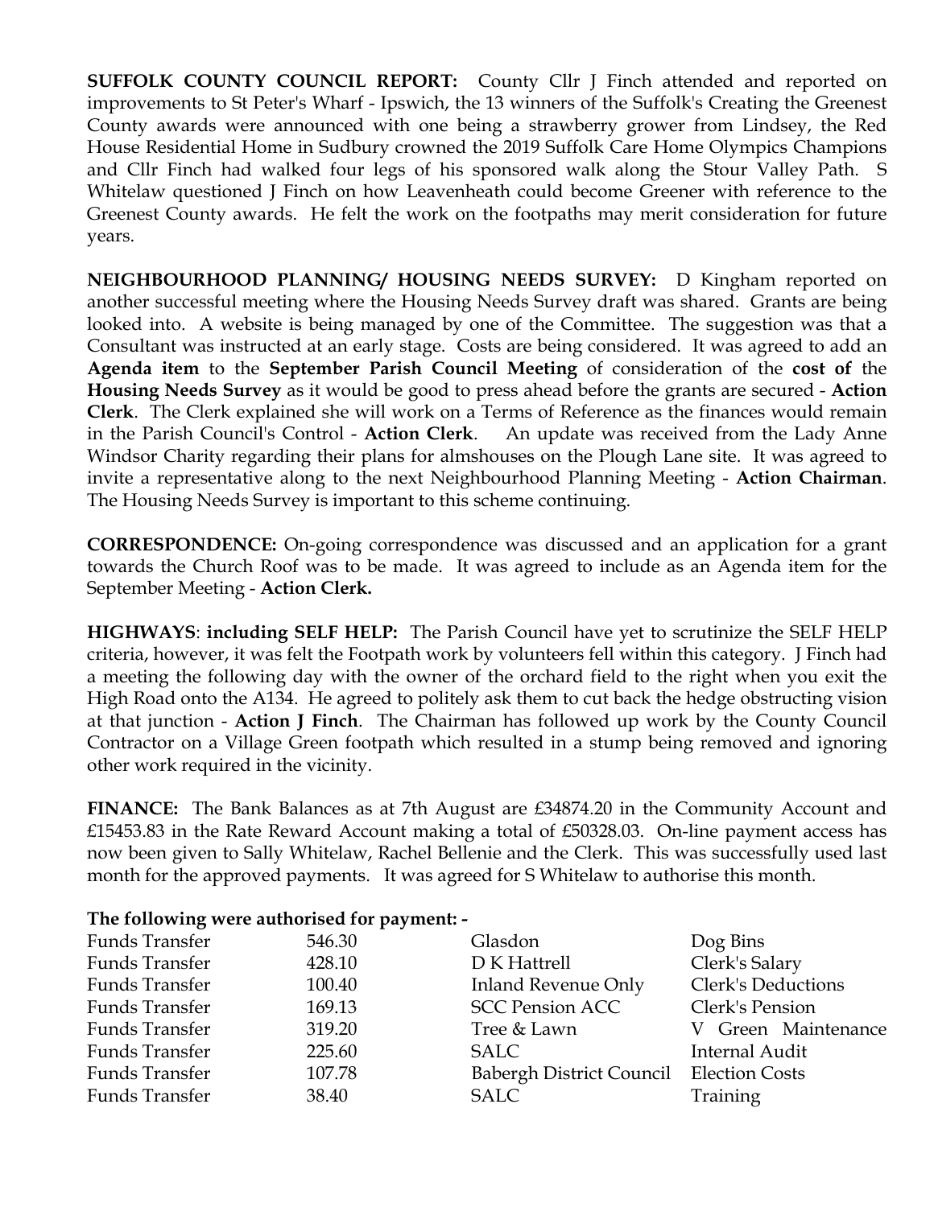**SUFFOLK COUNTY COUNCIL REPORT:** County Cllr J Finch attended and reported on improvements to St Peter's Wharf - Ipswich, the 13 winners of the Suffolk's Creating the Greenest County awards were announced with one being a strawberry grower from Lindsey, the Red House Residential Home in Sudbury crowned the 2019 Suffolk Care Home Olympics Champions and Cllr Finch had walked four legs of his sponsored walk along the Stour Valley Path. S Whitelaw questioned J Finch on how Leavenheath could become Greener with reference to the Greenest County awards. He felt the work on the footpaths may merit consideration for future years.

**NEIGHBOURHOOD PLANNING/ HOUSING NEEDS SURVEY:** D Kingham reported on another successful meeting where the Housing Needs Survey draft was shared. Grants are being looked into. A website is being managed by one of the Committee. The suggestion was that a Consultant was instructed at an early stage. Costs are being considered. It was agreed to add an **Agenda item** to the **September Parish Council Meeting** of consideration of the **cost of** the **Housing Needs Survey** as it would be good to press ahead before the grants are secured - **Action Clerk**. The Clerk explained she will work on a Terms of Reference as the finances would remain in the Parish Council's Control - **Action Clerk**. An update was received from the Lady Anne Windsor Charity regarding their plans for almshouses on the Plough Lane site. It was agreed to invite a representative along to the next Neighbourhood Planning Meeting - **Action Chairman**. The Housing Needs Survey is important to this scheme continuing.

**CORRESPONDENCE:** On-going correspondence was discussed and an application for a grant towards the Church Roof was to be made. It was agreed to include as an Agenda item for the September Meeting - **Action Clerk.**

**HIGHWAYS**: **including SELF HELP:** The Parish Council have yet to scrutinize the SELF HELP criteria, however, it was felt the Footpath work by volunteers fell within this category. J Finch had a meeting the following day with the owner of the orchard field to the right when you exit the High Road onto the A134. He agreed to politely ask them to cut back the hedge obstructing vision at that junction - **Action J Finch**. The Chairman has followed up work by the County Council Contractor on a Village Green footpath which resulted in a stump being removed and ignoring other work required in the vicinity.

**FINANCE:** The Bank Balances as at 7th August are £34874.20 in the Community Account and £15453.83 in the Rate Reward Account making a total of £50328.03. On-line payment access has now been given to Sally Whitelaw, Rachel Bellenie and the Clerk. This was successfully used last month for the approved payments. It was agreed for S Whitelaw to authorise this month.

**The following were authorised for payment: -**

| | | | |
|---|---|---|---|
| Funds Transfer | 546.30 | Glasdon | Dog Bins |
| Funds Transfer | 428.10 | D K Hattrell | Clerk's Salary |
| Funds Transfer | 100.40 | Inland Revenue Only | Clerk's Deductions |
| Funds Transfer | 169.13 | SCC Pension ACC | Clerk's Pension |
| Funds Transfer | 319.20 | Tree & Lawn | V Green Maintenance |
| Funds Transfer | 225.60 | SALC | Internal Audit |
| Funds Transfer | 107.78 | Babergh District Council | Election Costs |
| Funds Transfer | 38.40 | SALC | Training |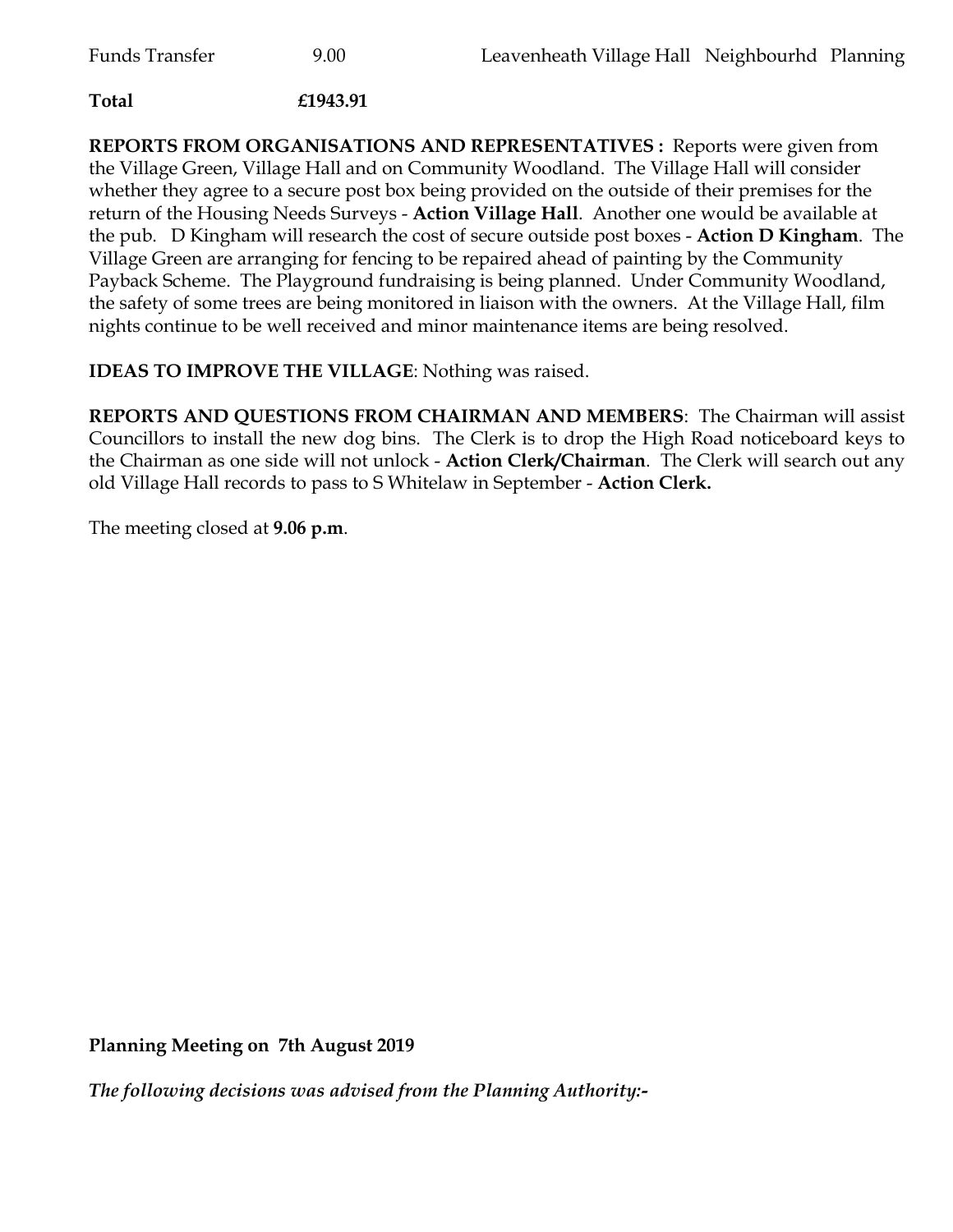| Funds Transfer | 9.00 | Leavenheath Village Hall Neighbourhd Planning |
|---|---|---|
| **Total** | **£1943.91** | |

**REPORTS FROM ORGANISATIONS AND REPRESENTATIVES :** Reports were given from the Village Green, Village Hall and on Community Woodland. The Village Hall will consider whether they agree to a secure post box being provided on the outside of their premises for the return of the Housing Needs Surveys - **Action Village Hall**. Another one would be available at the pub. D Kingham will research the cost of secure outside post boxes - **Action D Kingham**. The Village Green are arranging for fencing to be repaired ahead of painting by the Community Payback Scheme. The Playground fundraising is being planned. Under Community Woodland, the safety of some trees are being monitored in liaison with the owners. At the Village Hall, film nights continue to be well received and minor maintenance items are being resolved.

**IDEAS TO IMPROVE THE VILLAGE**: Nothing was raised.

**REPORTS AND QUESTIONS FROM CHAIRMAN AND MEMBERS**: The Chairman will assist Councillors to install the new dog bins. The Clerk is to drop the High Road noticeboard keys to the Chairman as one side will not unlock - **Action Clerk/Chairman**. The Clerk will search out any old Village Hall records to pass to S Whitelaw in September - **Action Clerk.**

The meeting closed at **9.06 p.m**.

**Planning Meeting on 7th August 2019**

***The following decisions was advised from the Planning Authority:-***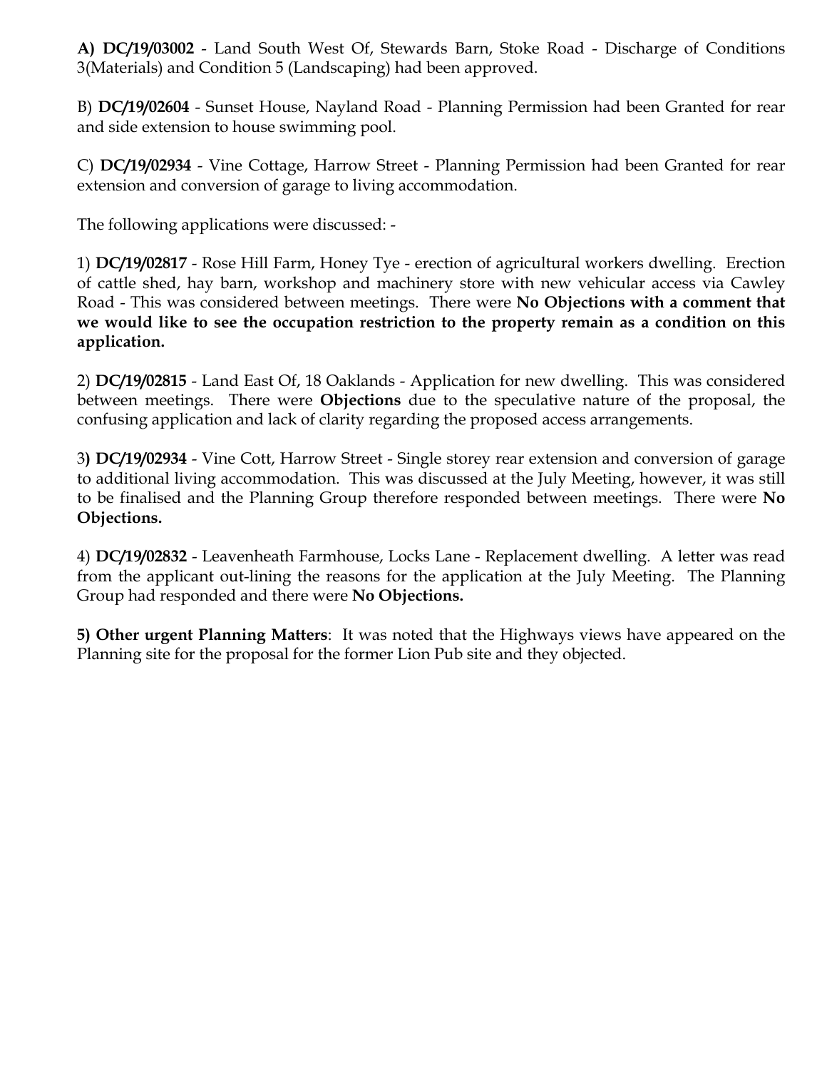**A) DC/19/03002** - Land South West Of, Stewards Barn, Stoke Road - Discharge of Conditions 3(Materials) and Condition 5 (Landscaping) had been approved.

B) **DC/19/02604** - Sunset House, Nayland Road - Planning Permission had been Granted for rear and side extension to house swimming pool.

C) **DC/19/02934** - Vine Cottage, Harrow Street - Planning Permission had been Granted for rear extension and conversion of garage to living accommodation.

The following applications were discussed: -

1) **DC/19/02817** - Rose Hill Farm, Honey Tye - erection of agricultural workers dwelling. Erection of cattle shed, hay barn, workshop and machinery store with new vehicular access via Cawley Road - This was considered between meetings. There were **No Objections with a comment that we would like to see the occupation restriction to the property remain as a condition on this application.**

2) **DC/19/02815** - Land East Of, 18 Oaklands - Application for new dwelling. This was considered between meetings. There were **Objections** due to the speculative nature of the proposal, the confusing application and lack of clarity regarding the proposed access arrangements.

3**) DC/19/02934** - Vine Cott, Harrow Street - Single storey rear extension and conversion of garage to additional living accommodation. This was discussed at the July Meeting, however, it was still to be finalised and the Planning Group therefore responded between meetings. There were **No Objections.**

4) **DC/19/02832** - Leavenheath Farmhouse, Locks Lane - Replacement dwelling. A letter was read from the applicant out-lining the reasons for the application at the July Meeting. The Planning Group had responded and there were **No Objections.**

**5) Other urgent Planning Matters**: It was noted that the Highways views have appeared on the Planning site for the proposal for the former Lion Pub site and they objected.